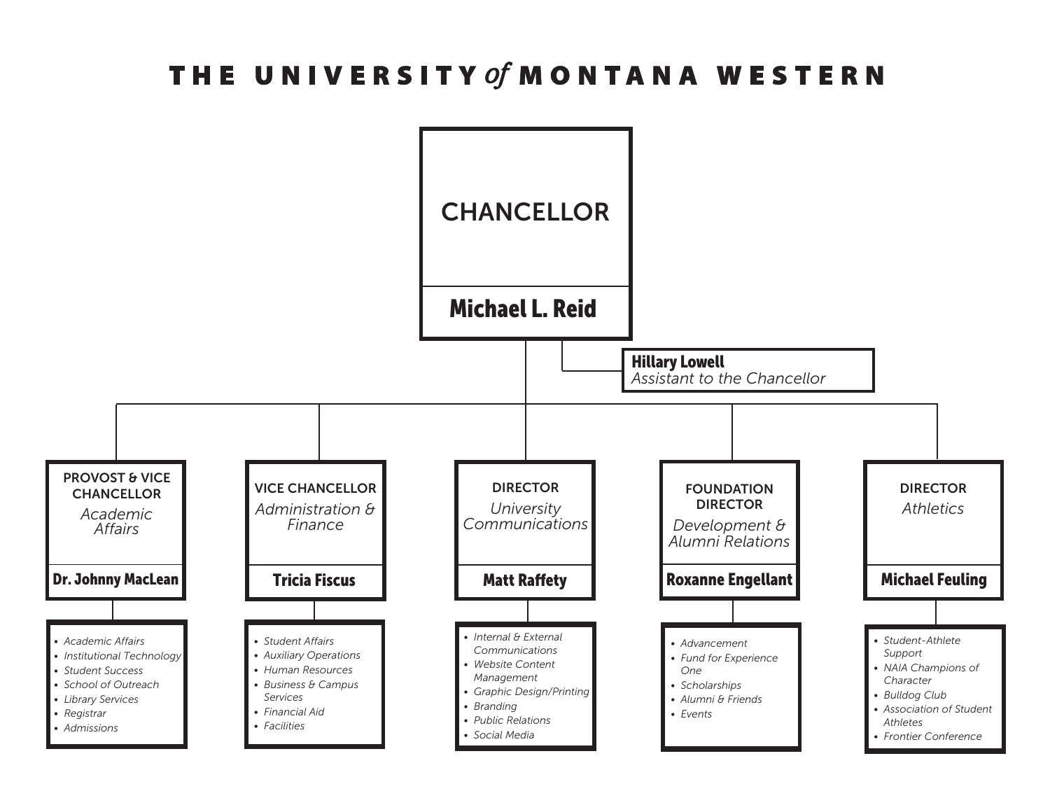# THE UNIVERSITY *of* MONTANA WESTERN

## CHANCELLOR

**Michael L. Reid**

**Hillary Lowell**
*Assistant to the Chancellor*

---

### PROVOST & VICE CHANCELLOR
*Academic Affairs*

**Dr. Johnny MacLean**

- *Academic Affairs*
- *Institutional Technology*
- *Student Success*
- *School of Outreach*
- *Library Services*
- *Registrar*
- *Admissions*

### VICE CHANCELLOR
*Administration & Finance*

**Tricia Fiscus**

- *Student Affairs*
- *Auxiliary Operations*
- *Human Resources*
- *Business & Campus Services*
- *Financial Aid*
- *Facilities*

### DIRECTOR
*University Communications*

**Matt Raffety**

- *Internal & External Communications*
- *Website Content Management*
- *Graphic Design/Printing*
- *Branding*
- *Public Relations*
- *Social Media*

### FOUNDATION DIRECTOR
*Development & Alumni Relations*

**Roxanne Engellant**

- *Advancement*
- *Fund for Experience One*
- *Scholarships*
- *Alumni & Friends*
- *Events*

### DIRECTOR
*Athletics*

**Michael Feuling**

- *Student-Athlete Support*
- *NAIA Champions of Character*
- *Bulldog Club*
- *Association of Student Athletes*
- *Frontier Conference*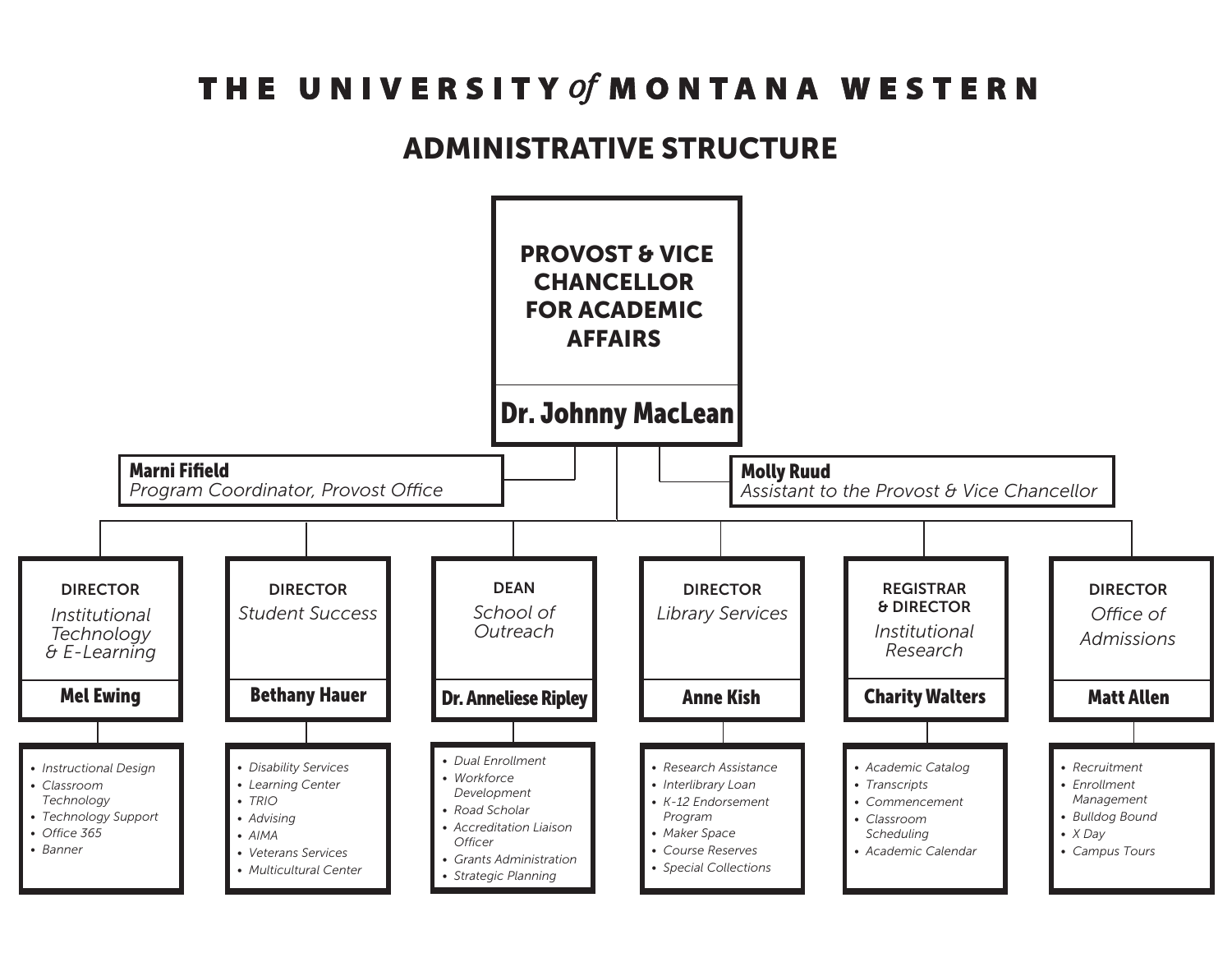# THE UNIVERSITY *of* MONTANA WESTERN

## ADMINISTRATIVE STRUCTURE

### PROVOST & VICE CHANCELLOR FOR ACADEMIC AFFAIRS

**Dr. Johnny MacLean**

**Marni Fifield**
*Program Coordinator, Provost Office*

**Molly Ruud**
*Assistant to the Provost & Vice Chancellor*

---

#### DIRECTOR — *Institutional Technology & E-Learning*

**Mel Ewing**

- *Instructional Design*
- *Classroom Technology*
- *Technology Support*
- *Office 365*
- *Banner*

#### DIRECTOR — *Student Success*

**Bethany Hauer**

- *Disability Services*
- *Learning Center*
- *TRIO*
- *Advising*
- *AIMA*
- *Veterans Services*
- *Multicultural Center*

#### DEAN — *School of Outreach*

**Dr. Anneliese Ripley**

- *Dual Enrollment*
- *Workforce Development*
- *Road Scholar*
- *Accreditation Liaison Officer*
- *Grants Administration*
- *Strategic Planning*

#### DIRECTOR — *Library Services*

**Anne Kish**

- *Research Assistance*
- *Interlibrary Loan*
- *K-12 Endorsement Program*
- *Maker Space*
- *Course Reserves*
- *Special Collections*

#### REGISTRAR & DIRECTOR — *Institutional Research*

**Charity Walters**

- *Academic Catalog*
- *Transcripts*
- *Commencement*
- *Classroom Scheduling*
- *Academic Calendar*

#### DIRECTOR — *Office of Admissions*

**Matt Allen**

- *Recruitment*
- *Enrollment Management*
- *Bulldog Bound*
- *X Day*
- *Campus Tours*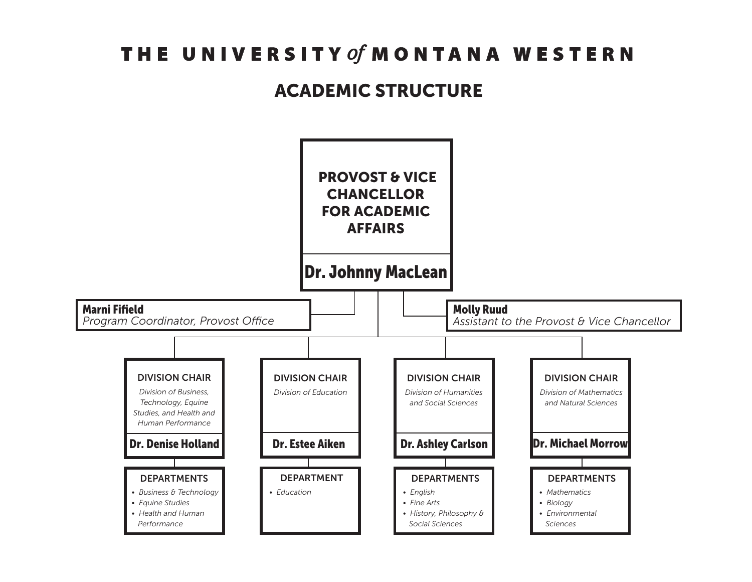# THE UNIVERSITY *of* MONTANA WESTERN

## ACADEMIC STRUCTURE

### PROVOST & VICE CHANCELLOR FOR ACADEMIC AFFAIRS

**Dr. Johnny MacLean**

**Marni Fifield**
*Program Coordinator, Provost Office*

**Molly Ruud**
*Assistant to the Provost & Vice Chancellor*

---

#### DIVISION CHAIR
*Division of Business, Technology, Equine Studies, and Health and Human Performance*

**Dr. Denise Holland**

DEPARTMENTS
- *Business & Technology*
- *Equine Studies*
- *Health and Human Performance*

---

#### DIVISION CHAIR
*Division of Education*

**Dr. Estee Aiken**

DEPARTMENT
- *Education*

---

#### DIVISION CHAIR
*Division of Humanities and Social Sciences*

**Dr. Ashley Carlson**

DEPARTMENTS
- *English*
- *Fine Arts*
- *History, Philosophy & Social Sciences*

---

#### DIVISION CHAIR
*Division of Mathematics and Natural Sciences*

**Dr. Michael Morrow**

DEPARTMENTS
- *Mathematics*
- *Biology*
- *Environmental Sciences*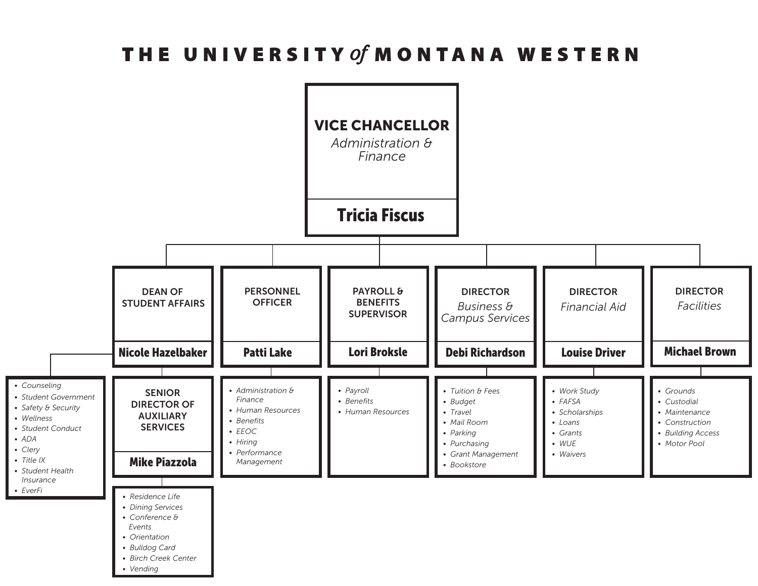# THE UNIVERSITY *of* MONTANA WESTERN

## VICE CHANCELLOR
*Administration & Finance*

**Tricia Fiscus**

### DEAN OF STUDENT AFFAIRS

**Nicole Hazelbaker**

- *Counseling*
- *Student Government*
- *Safety & Security*
- *Wellness*
- *Student Conduct*
- *ADA*
- *Clery*
- *Title IX*
- *Student Health Insurance*
- *EverFi*

#### SENIOR DIRECTOR OF AUXILIARY SERVICES

**Mike Piazzola**

- *Residence Life*
- *Dining Services*
- *Conference & Events*
- *Orientation*
- *Bulldog Card*
- *Birch Creek Center*
- *Vending*

### PERSONNEL OFFICER

**Patti Lake**

- *Administration & Finance*
- *Human Resources*
- *Benefits*
- *EEOC*
- *Hiring*
- *Performance Management*

### PAYROLL & BENEFITS SUPERVISOR

**Lori Broksle**

- *Payroll*
- *Benefits*
- *Human Resources*

### DIRECTOR
*Business & Campus Services*

**Debi Richardson**

- *Tuition & Fees*
- *Budget*
- *Travel*
- *Mail Room*
- *Parking*
- *Purchasing*
- *Grant Management*
- *Bookstore*

### DIRECTOR
*Financial Aid*

**Louise Driver**

- *Work Study*
- *FAFSA*
- *Scholarships*
- *Loans*
- *Grants*
- *WUE*
- *Waivers*

### DIRECTOR
*Facilities*

**Michael Brown**

- *Grounds*
- *Custodial*
- *Maintenance*
- *Construction*
- *Building Access*
- *Motor Pool*